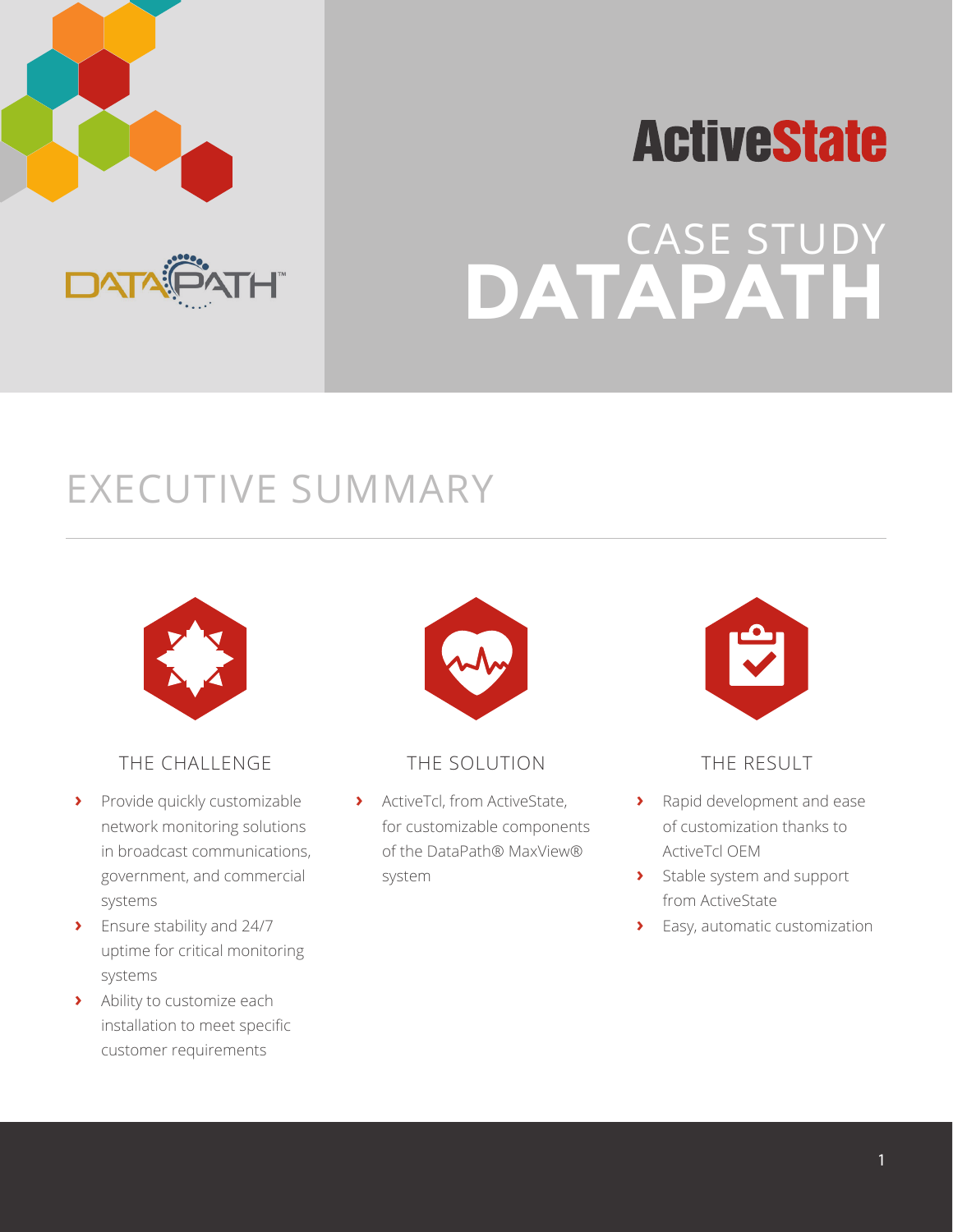ActiveState

# CASE STUDY DATAPATH

## EXECUTIVE SUMMARY

### THE CHALLENGE

- Provide quickly customizable network monitoring solutions in broadcast communications, government, and commercial systems
- Ensure stability and 24/7 uptime for critical monitoring systems
- Ability to customize each installation to meet specific customer requirements

### THE SOLUTION

- ActiveTcl, from ActiveState, for customizable components of the DataPath® MaxView® system

### THE RESULT

- Rapid development and ease of customization thanks to ActiveTcl OEM
- Stable system and support from ActiveState
- Easy, automatic customization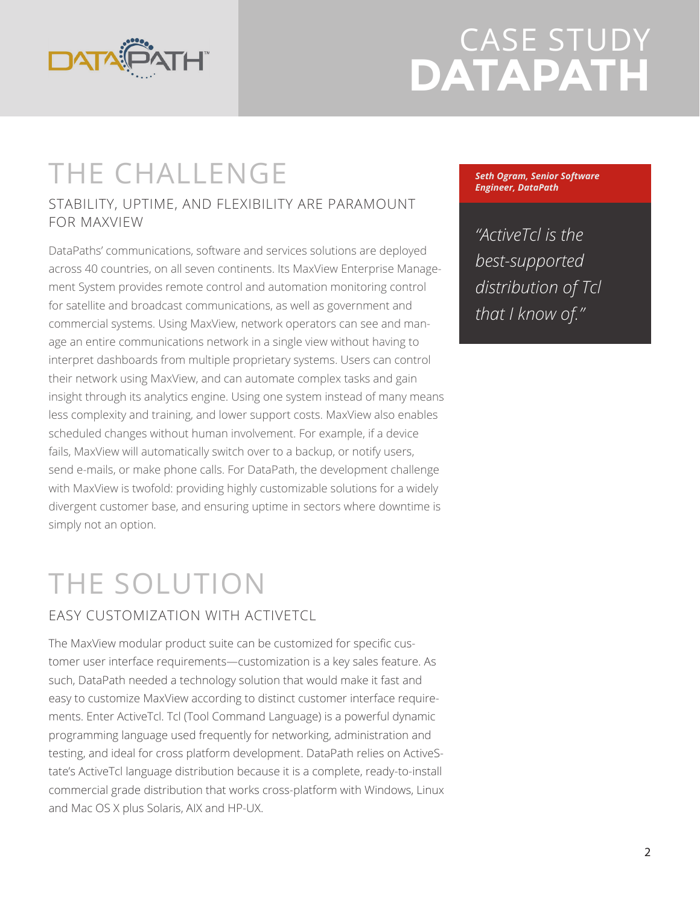# CASE STUDY DATAPATH

# THE CHALLENGE

## STABILITY, UPTIME, AND FLEXIBILITY ARE PARAMOUNT FOR MAXVIEW

DataPaths' communications, software and services solutions are deployed across 40 countries, on all seven continents. Its MaxView Enterprise Management System provides remote control and automation monitoring control for satellite and broadcast communications, as well as government and commercial systems. Using MaxView, network operators can see and manage an entire communications network in a single view without having to interpret dashboards from multiple proprietary systems. Users can control their network using MaxView, and can automate complex tasks and gain insight through its analytics engine. Using one system instead of many means less complexity and training, and lower support costs. MaxView also enables scheduled changes without human involvement. For example, if a device fails, MaxView will automatically switch over to a backup, or notify users, send e-mails, or make phone calls. For DataPath, the development challenge with MaxView is twofold: providing highly customizable solutions for a widely divergent customer base, and ensuring uptime in sectors where downtime is simply not an option.

***Seth Ogram, Senior Software Engineer, DataPath***

*"ActiveTcl is the best-supported distribution of Tcl that I know of."*

# THE SOLUTION

## EASY CUSTOMIZATION WITH ACTIVETCL

The MaxView modular product suite can be customized for specific customer user interface requirements—customization is a key sales feature. As such, DataPath needed a technology solution that would make it fast and easy to customize MaxView according to distinct customer interface requirements. Enter ActiveTcl. Tcl (Tool Command Language) is a powerful dynamic programming language used frequently for networking, administration and testing, and ideal for cross platform development. DataPath relies on ActiveState's ActiveTcl language distribution because it is a complete, ready-to-install commercial grade distribution that works cross-platform with Windows, Linux and Mac OS X plus Solaris, AIX and HP-UX.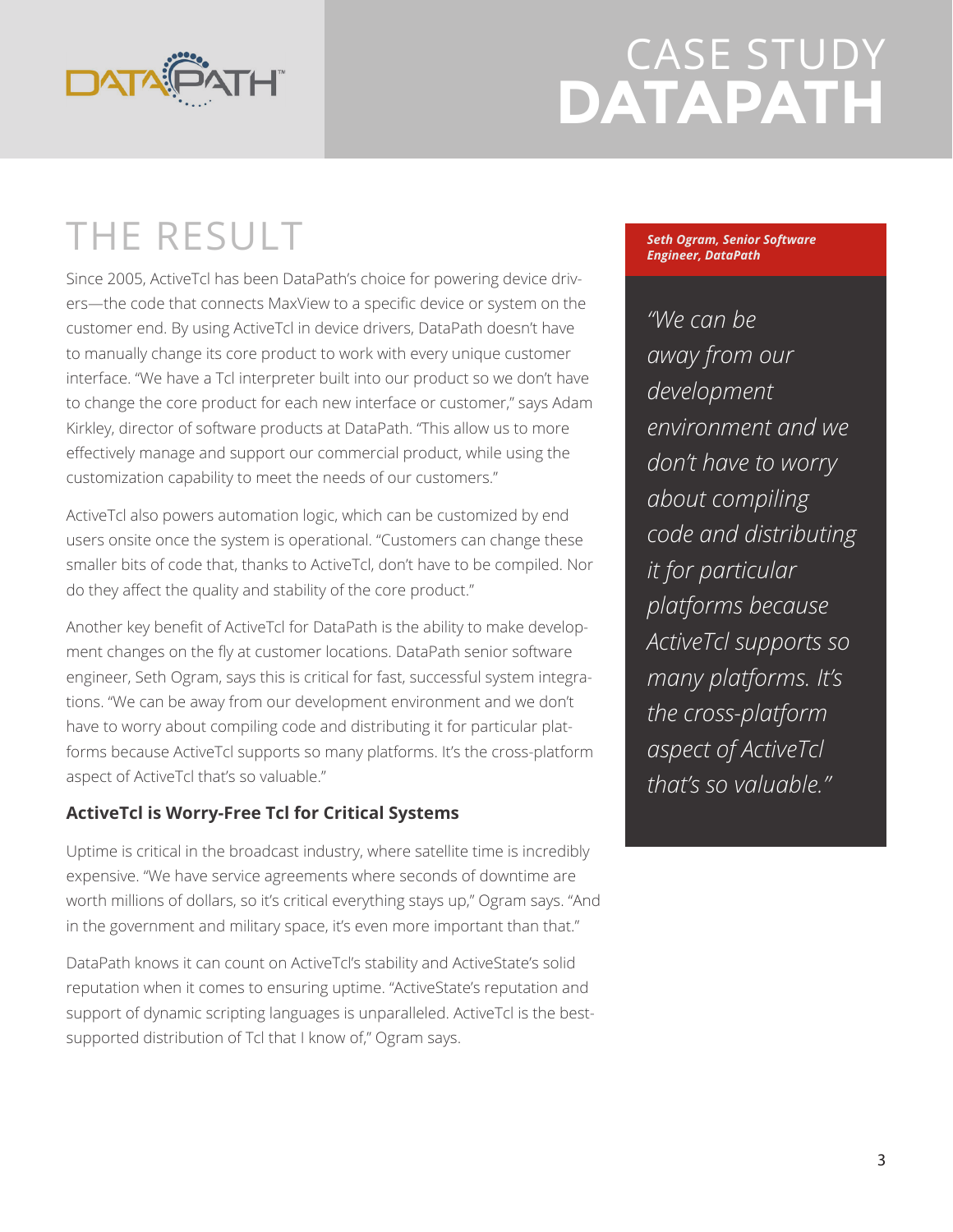# THE RESULT

Since 2005, ActiveTcl has been DataPath's choice for powering device drivers—the code that connects MaxView to a specific device or system on the customer end. By using ActiveTcl in device drivers, DataPath doesn't have to manually change its core product to work with every unique customer interface. "We have a Tcl interpreter built into our product so we don't have to change the core product for each new interface or customer," says Adam Kirkley, director of software products at DataPath. "This allow us to more effectively manage and support our commercial product, while using the customization capability to meet the needs of our customers."

ActiveTcl also powers automation logic, which can be customized by end users onsite once the system is operational. "Customers can change these smaller bits of code that, thanks to ActiveTcl, don't have to be compiled. Nor do they affect the quality and stability of the core product."

Another key benefit of ActiveTcl for DataPath is the ability to make development changes on the fly at customer locations. DataPath senior software engineer, Seth Ogram, says this is critical for fast, successful system integrations. "We can be away from our development environment and we don't have to worry about compiling code and distributing it for particular platforms because ActiveTcl supports so many platforms. It's the cross-platform aspect of ActiveTcl that's so valuable."

**ActiveTcl is Worry-Free Tcl for Critical Systems**

Uptime is critical in the broadcast industry, where satellite time is incredibly expensive. "We have service agreements where seconds of downtime are worth millions of dollars, so it's critical everything stays up," Ogram says. "And in the government and military space, it's even more important than that."

DataPath knows it can count on ActiveTcl's stability and ActiveState's solid reputation when it comes to ensuring uptime. "ActiveState's reputation and support of dynamic scripting languages is unparalleled. ActiveTcl is the best-supported distribution of Tcl that I know of," Ogram says.

***Seth Ogram, Senior Software Engineer, DataPath***

*"We can be away from our development environment and we don't have to worry about compiling code and distributing it for particular platforms because ActiveTcl supports so many platforms. It's the cross-platform aspect of ActiveTcl that's so valuable."*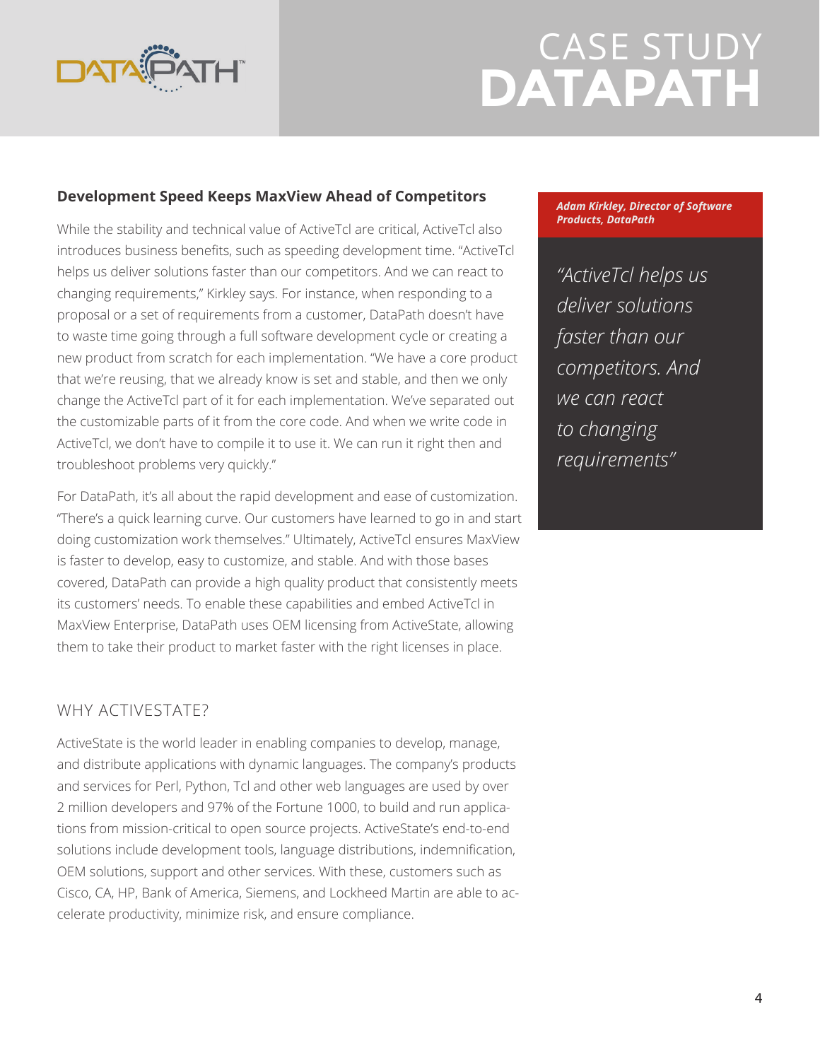## Development Speed Keeps MaxView Ahead of Competitors

While the stability and technical value of ActiveTcl are critical, ActiveTcl also introduces business benefits, such as speeding development time. "ActiveTcl helps us deliver solutions faster than our competitors. And we can react to changing requirements," Kirkley says. For instance, when responding to a proposal or a set of requirements from a customer, DataPath doesn't have to waste time going through a full software development cycle or creating a new product from scratch for each implementation. "We have a core product that we're reusing, that we already know is set and stable, and then we only change the ActiveTcl part of it for each implementation. We've separated out the customizable parts of it from the core code. And when we write code in ActiveTcl, we don't have to compile it to use it. We can run it right then and troubleshoot problems very quickly."

For DataPath, it's all about the rapid development and ease of customization. "There's a quick learning curve. Our customers have learned to go in and start doing customization work themselves." Ultimately, ActiveTcl ensures MaxView is faster to develop, easy to customize, and stable. And with those bases covered, DataPath can provide a high quality product that consistently meets its customers' needs. To enable these capabilities and embed ActiveTcl in MaxView Enterprise, DataPath uses OEM licensing from ActiveState, allowing them to take their product to market faster with the right licenses in place.

***Adam Kirkley, Director of Software Products, DataPath***

*"ActiveTcl helps us deliver solutions faster than our competitors. And we can react to changing requirements"*

## WHY ACTIVESTATE?

ActiveState is the world leader in enabling companies to develop, manage, and distribute applications with dynamic languages. The company's products and services for Perl, Python, Tcl and other web languages are used by over 2 million developers and 97% of the Fortune 1000, to build and run applications from mission-critical to open source projects. ActiveState's end-to-end solutions include development tools, language distributions, indemnification, OEM solutions, support and other services. With these, customers such as Cisco, CA, HP, Bank of America, Siemens, and Lockheed Martin are able to accelerate productivity, minimize risk, and ensure compliance.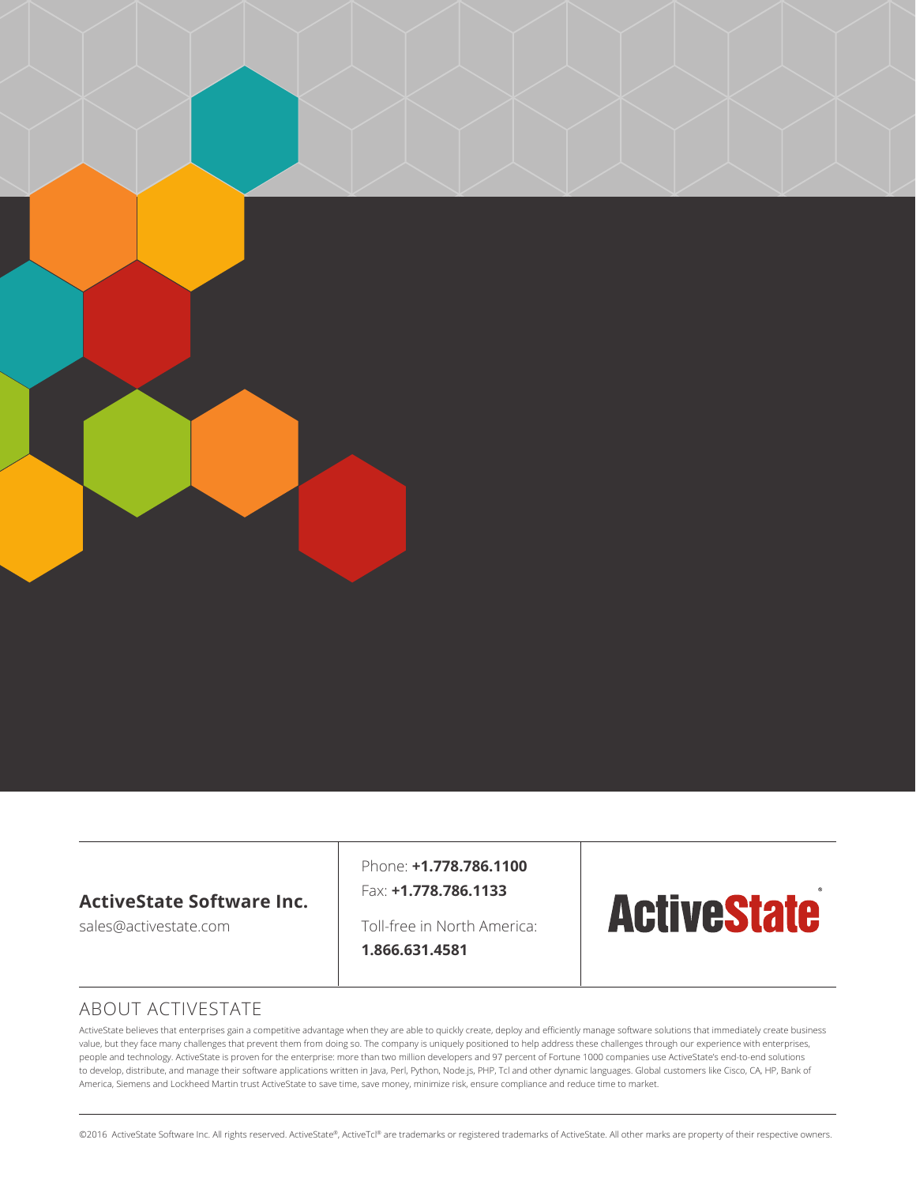**ActiveState Software Inc.**

sales@activestate.com

Phone: **+1.778.786.1100**

Fax: **+1.778.786.1133**

Toll-free in North America:
**1.866.631.4581**

ActiveState

## ABOUT ACTIVESTATE

ActiveState believes that enterprises gain a competitive advantage when they are able to quickly create, deploy and efficiently manage software solutions that immediately create business value, but they face many challenges that prevent them from doing so. The company is uniquely positioned to help address these challenges through our experience with enterprises, people and technology. ActiveState is proven for the enterprise: more than two million developers and 97 percent of Fortune 1000 companies use ActiveState's end-to-end solutions to develop, distribute, and manage their software applications written in Java, Perl, Python, Node.js, PHP, Tcl and other dynamic languages. Global customers like Cisco, CA, HP, Bank of America, Siemens and Lockheed Martin trust ActiveState to save time, save money, minimize risk, ensure compliance and reduce time to market.

©2016 ActiveState Software Inc. All rights reserved. ActiveState®, ActiveTcl® are trademarks or registered trademarks of ActiveState. All other marks are property of their respective owners.